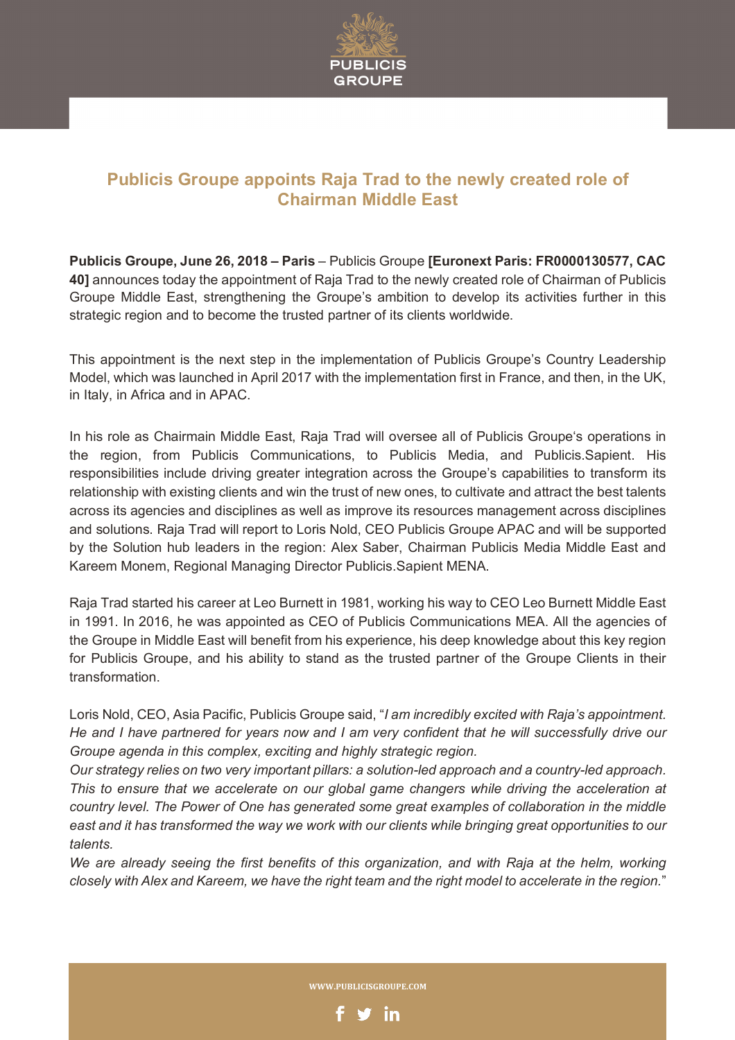# Publicis Groupe appoints Raja Trad to the newly created role of Chairman Middle East

**Publicis Groupe, June 26, 2018 – Paris** – Publicis Groupe **[Euronext Paris: FR0000130577, CAC 40]** announces today the appointment of Raja Trad to the newly created role of Chairman of Publicis Groupe Middle East, strengthening the Groupe's ambition to develop its activities further in this strategic region and to become the trusted partner of its clients worldwide.

This appointment is the next step in the implementation of Publicis Groupe's Country Leadership Model, which was launched in April 2017 with the implementation first in France, and then, in the UK, in Italy, in Africa and in APAC.

In his role as Chairmain Middle East, Raja Trad will oversee all of Publicis Groupe's operations in the region, from Publicis Communications, to Publicis Media, and Publicis.Sapient. His responsibilities include driving greater integration across the Groupe's capabilities to transform its relationship with existing clients and win the trust of new ones, to cultivate and attract the best talents across its agencies and disciplines as well as improve its resources management across disciplines and solutions. Raja Trad will report to Loris Nold, CEO Publicis Groupe APAC and will be supported by the Solution hub leaders in the region: Alex Saber, Chairman Publicis Media Middle East and Kareem Monem, Regional Managing Director Publicis.Sapient MENA.

Raja Trad started his career at Leo Burnett in 1981, working his way to CEO Leo Burnett Middle East in 1991. In 2016, he was appointed as CEO of Publicis Communications MEA. All the agencies of the Groupe in Middle East will benefit from his experience, his deep knowledge about this key region for Publicis Groupe, and his ability to stand as the trusted partner of the Groupe Clients in their transformation.

Loris Nold, CEO, Asia Pacific, Publicis Groupe said, "*I am incredibly excited with Raja's appointment. He and I have partnered for years now and I am very confident that he will successfully drive our Groupe agenda in this complex, exciting and highly strategic region.*
*Our strategy relies on two very important pillars: a solution-led approach and a country-led approach. This to ensure that we accelerate on our global game changers while driving the acceleration at country level. The Power of One has generated some great examples of collaboration in the middle east and it has transformed the way we work with our clients while bringing great opportunities to our talents.*
*We are already seeing the first benefits of this organization, and with Raja at the helm, working closely with Alex and Kareem, we have the right team and the right model to accelerate in the region.*"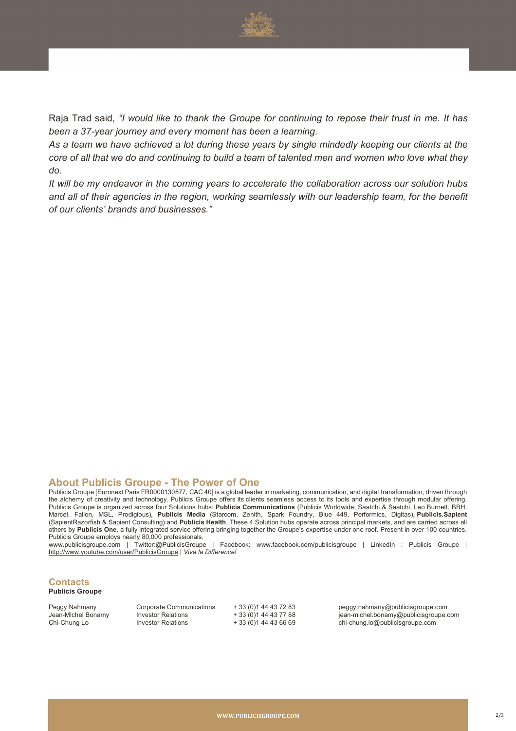Raja Trad said, *"I would like to thank the Groupe for continuing to repose their trust in me. It has been a 37-year journey and every moment has been a learning.*
*As a team we have achieved a lot during these years by single mindedly keeping our clients at the core of all that we do and continuing to build a team of talented men and women who love what they do.*
*It will be my endeavor in the coming years to accelerate the collaboration across our solution hubs and all of their agencies in the region, working seamlessly with our leadership team, for the benefit of our clients' brands and businesses."*

## About Publicis Groupe - The Power of One

Publicis Groupe [Euronext Paris FR0000130577, CAC 40] is a global leader in marketing, communication, and digital transformation, driven through the alchemy of creativity and technology. Publicis Groupe offers its clients seamless access to its tools and expertise through modular offering. Publicis Groupe is organized across four Solutions hubs: **Publicis Communications** (Publicis Worldwide, Saatchi & Saatchi, Leo Burnett, BBH, Marcel, Fallon, MSL, Prodigious)**, Publicis Media** (Starcom, Zenith, Spark Foundry, Blue 449, Performics, Digitas)**, Publicis.Sapient** (SapientRazorfish & Sapient Consulting) and **Publicis Health**. These 4 Solution hubs operate across principal markets, and are carried across all others by **Publicis One**, a fully integrated service offering bringing together the Groupe's expertise under one roof. Present in over 100 countries, Publicis Groupe employs nearly 80,000 professionals.
www.publicisgroupe.com | Twitter:@PublicisGroupe | Facebook: www.facebook.com/publicisgroupe | LinkedIn : Publicis Groupe | http://www.youtube.com/user/PublicisGroupe | *Viva la Difference!*

## Contacts

**Publicis Groupe**

| | | | |
|---|---|---|---|
| Peggy Nahmany | Corporate Communications | + 33 (0)1 44 43 72 83 | peggy.nahmany@publicisgroupe.com |
| Jean-Michel Bonamy | Investor Relations | + 33 (0)1 44 43 77 88 | jean-michel.bonamy@publicisgroupe.com |
| Chi-Chung Lo | Investor Relations | + 33 (0)1 44 43 66 69 | chi-chung.lo@publicisgroupe.com |